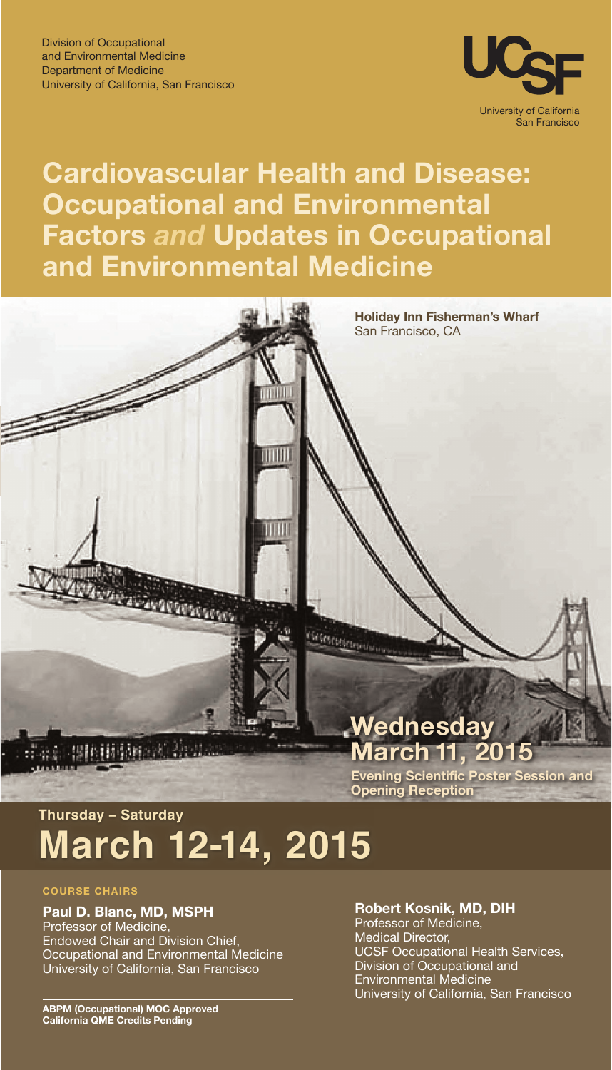Division of Occupational
and Environmental Medicine
Department of Medicine
University of California, San Francisco

UCSF
University of California
San Francisco

# Cardiovascular Health and Disease: Occupational and Environmental Factors *and* Updates in Occupational and Environmental Medicine

**Holiday Inn Fisherman's Wharf**
San Francisco, CA

## Wednesday March 11, 2015

**Evening Scientific Poster Session and Opening Reception**

**Thursday – Saturday**

## March 12-14, 2015

**COURSE CHAIRS**

**Paul D. Blanc, MD, MSPH**
Professor of Medicine,
Endowed Chair and Division Chief,
Occupational and Environmental Medicine
University of California, San Francisco

**Robert Kosnik, MD, DIH**
Professor of Medicine,
Medical Director,
UCSF Occupational Health Services,
Division of Occupational and
Environmental Medicine
University of California, San Francisco

**ABPM (Occupational) MOC Approved**
**California QME Credits Pending**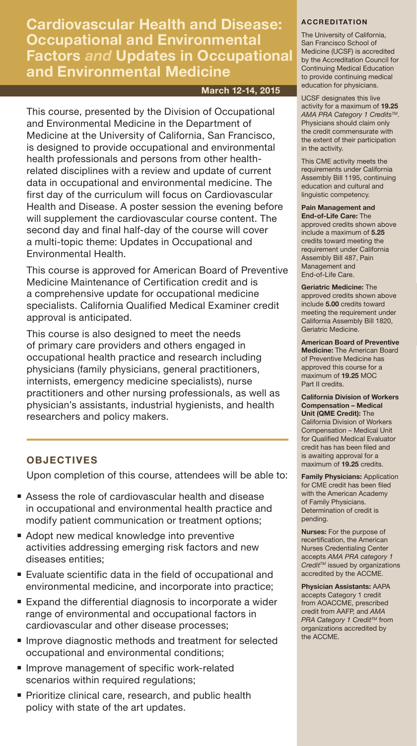# Cardiovascular Health and Disease: Occupational and Environmental Factors *and* Updates in Occupational and Environmental Medicine

**March 12-14, 2015**

This course, presented by the Division of Occupational and Environmental Medicine in the Department of Medicine at the University of California, San Francisco, is designed to provide occupational and environmental health professionals and persons from other health-related disciplines with a review and update of current data in occupational and environmental medicine. The first day of the curriculum will focus on Cardiovascular Health and Disease. A poster session the evening before will supplement the cardiovascular course content. The second day and final half-day of the course will cover a multi-topic theme: Updates in Occupational and Environmental Health.

This course is approved for American Board of Preventive Medicine Maintenance of Certification credit and is a comprehensive update for occupational medicine specialists. California Qualified Medical Examiner credit approval is anticipated.

This course is also designed to meet the needs of primary care providers and others engaged in occupational health practice and research including physicians (family physicians, general practitioners, internists, emergency medicine specialists), nurse practitioners and other nursing professionals, as well as physician's assistants, industrial hygienists, and health researchers and policy makers.

## OBJECTIVES

Upon completion of this course, attendees will be able to:

- Assess the role of cardiovascular health and disease in occupational and environmental health practice and modify patient communication or treatment options;
- Adopt new medical knowledge into preventive activities addressing emerging risk factors and new diseases entities;
- Evaluate scientific data in the field of occupational and environmental medicine, and incorporate into practice;
- Expand the differential diagnosis to incorporate a wider range of environmental and occupational factors in cardiovascular and other disease processes;
- Improve diagnostic methods and treatment for selected occupational and environmental conditions;
- Improve management of specific work-related scenarios within required regulations;
- Prioritize clinical care, research, and public health policy with state of the art updates.

## ACCREDITATION

The University of California, San Francisco School of Medicine (UCSF) is accredited by the Accreditation Council for Continuing Medical Education to provide continuing medical education for physicians.

UCSF designates this live activity for a maximum of **19.25** *AMA PRA Category 1 Credits™*. Physicians should claim only the credit commensurate with the extent of their participation in the activity.

This CME activity meets the requirements under California Assembly Bill 1195, continuing education and cultural and linguistic competency.

**Pain Management and End-of-Life Care:** The approved credits shown above include a maximum of **5.25** credits toward meeting the requirement under California Assembly Bill 487, Pain Management and End-of-Life Care.

**Geriatric Medicine:** The approved credits shown above include **5.00** credits toward meeting the requirement under California Assembly Bill 1820, Geriatric Medicine.

**American Board of Preventive Medicine:** The American Board of Preventive Medicine has approved this course for a maximum of **19.25** MOC Part II credits.

**California Division of Workers Compensation – Medical Unit (QME Credit):** The California Division of Workers Compensation – Medical Unit for Qualified Medical Evaluator credit has has been filed and is awaiting approval for a maximum of **19.25** credits.

**Family Physicians:** Application for CME credit has been filed with the American Academy of Family Physicians. Determination of credit is pending.

**Nurses:** For the purpose of recertification, the American Nurses Credentialing Center accepts *AMA PRA category 1 Credit™* issued by organizations accredited by the ACCME.

**Physician Assistants:** AAPA accepts Category 1 credit from AOACCME, prescribed credit from AAFP, and *AMA PRA Category 1 Credit™* from organizations accredited by the ACCME.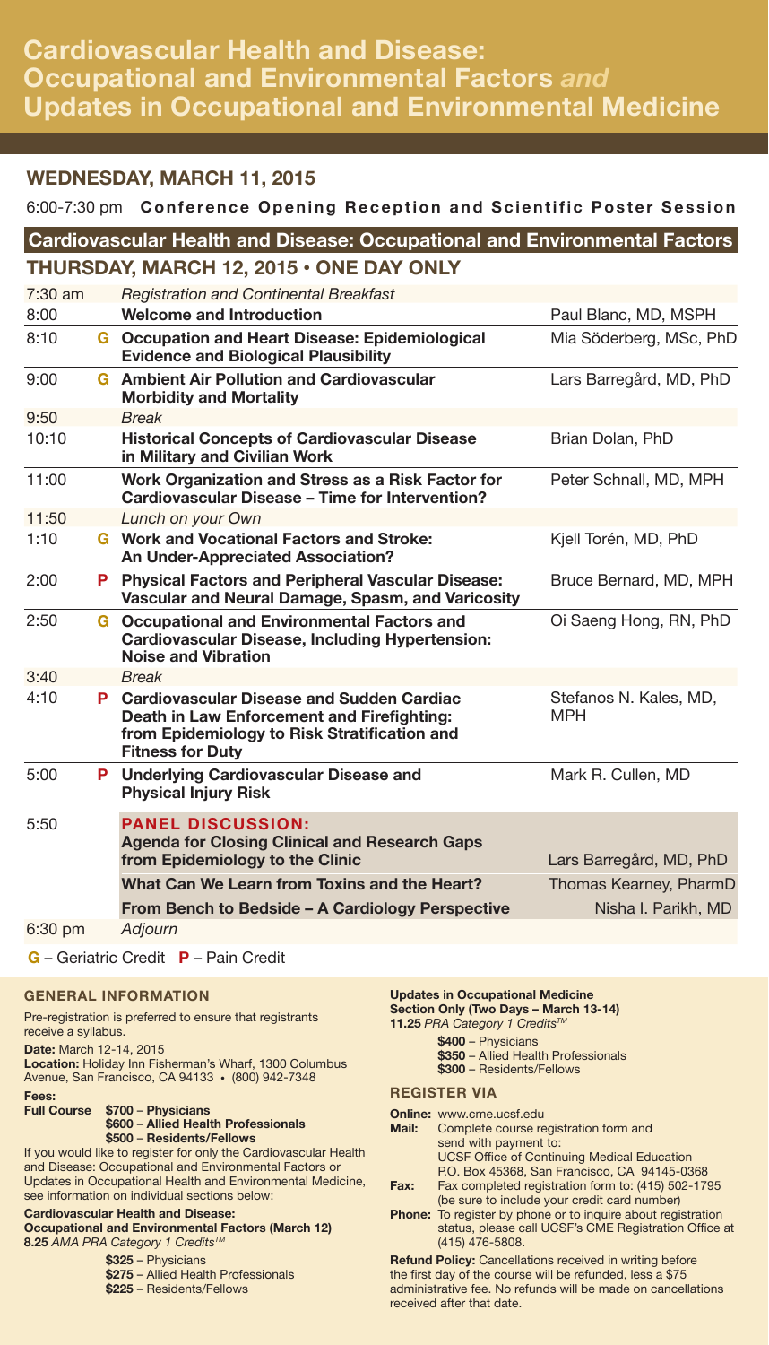# Cardiovascular Health and Disease: Occupational and Environmental Factors *and* Updates in Occupational and Environmental Medicine

## WEDNESDAY, MARCH 11, 2015

6:00-7:30 pm **Conference Opening Reception and Scientific Poster Session**

## Cardiovascular Health and Disease: Occupational and Environmental Factors

### THURSDAY, MARCH 12, 2015 • ONE DAY ONLY

| Time | Credit | Session | Speaker |
|---|---|---|---|
| 7:30 am | | *Registration and Continental Breakfast* | |
| 8:00 | | **Welcome and Introduction** | Paul Blanc, MD, MSPH |
| 8:10 | G | **Occupation and Heart Disease: Epidemiological Evidence and Biological Plausibility** | Mia Söderberg, MSc, PhD |
| 9:00 | G | **Ambient Air Pollution and Cardiovascular Morbidity and Mortality** | Lars Barregård, MD, PhD |
| 9:50 | | *Break* | |
| 10:10 | | **Historical Concepts of Cardiovascular Disease in Military and Civilian Work** | Brian Dolan, PhD |
| 11:00 | | **Work Organization and Stress as a Risk Factor for Cardiovascular Disease – Time for Intervention?** | Peter Schnall, MD, MPH |
| 11:50 | | *Lunch on your Own* | |
| 1:10 | G | **Work and Vocational Factors and Stroke: An Under-Appreciated Association?** | Kjell Torén, MD, PhD |
| 2:00 | P | **Physical Factors and Peripheral Vascular Disease: Vascular and Neural Damage, Spasm, and Varicosity** | Bruce Bernard, MD, MPH |
| 2:50 | G | **Occupational and Environmental Factors and Cardiovascular Disease, Including Hypertension: Noise and Vibration** | Oi Saeng Hong, RN, PhD |
| 3:40 | | *Break* | |
| 4:10 | P | **Cardiovascular Disease and Sudden Cardiac Death in Law Enforcement and Firefighting: from Epidemiology to Risk Stratification and Fitness for Duty** | Stefanos N. Kales, MD, MPH |
| 5:00 | P | **Underlying Cardiovascular Disease and Physical Injury Risk** | Mark R. Cullen, MD |
| 5:50 | | **PANEL DISCUSSION: Agenda for Closing Clinical and Research Gaps from Epidemiology to the Clinic** | Lars Barregård, MD, PhD |
| | | **What Can We Learn from Toxins and the Heart?** | Thomas Kearney, PharmD |
| | | **From Bench to Bedside – A Cardiology Perspective** | Nisha I. Parikh, MD |
| 6:30 pm | | *Adjourn* | |

**G** – Geriatric Credit **P** – Pain Credit

### GENERAL INFORMATION

Pre-registration is preferred to ensure that registrants receive a syllabus.

**Date:** March 12-14, 2015

**Location:** Holiday Inn Fisherman's Wharf, 1300 Columbus Avenue, San Francisco, CA 94133 • (800) 942-7348

**Fees:**

**Full Course**
- $700 – Physicians
- **$600 – Allied Health Professionals**
- **$500 – Residents/Fellows**

If you would like to register for only the Cardiovascular Health and Disease: Occupational and Environmental Factors or Updates in Occupational Health and Environmental Medicine, see information on individual sections below:

**Cardiovascular Health and Disease: Occupational and Environmental Factors (March 12)**
**8.25** *AMA PRA Category 1 Credits™*

- **$325** – Physicians
- **$275** – Allied Health Professionals
- **$225** – Residents/Fellows

**Updates in Occupational Medicine Section Only (Two Days – March 13-14)**
**11.25** *PRA Category 1 Credits™*

- **$400** – Physicians
- **$350** – Allied Health Professionals
- **$300** – Residents/Fellows

### REGISTER VIA

**Online:** www.cme.ucsf.edu

**Mail:** Complete course registration form and send with payment to: UCSF Office of Continuing Medical Education P.O. Box 45368, San Francisco, CA 94145-0368

**Fax:** Fax completed registration form to: (415) 502-1795 (be sure to include your credit card number)

**Phone:** To register by phone or to inquire about registration status, please call UCSF's CME Registration Office at (415) 476-5808.

**Refund Policy:** Cancellations received in writing before the first day of the course will be refunded, less a $75 administrative fee. No refunds will be made on cancellations received after that date.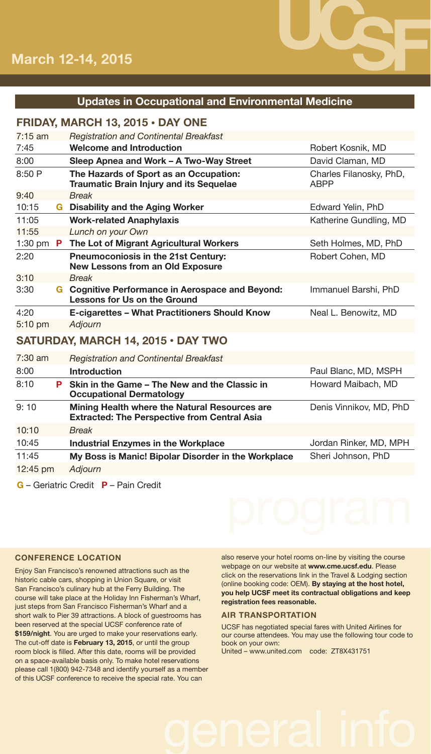March 12-14, 2015

## Updates in Occupational and Environmental Medicine

### FRIDAY, MARCH 13, 2015 • DAY ONE

| Time | | Session | Speaker |
|---|---|---|---|
| 7:15 am | | *Registration and Continental Breakfast* | |
| 7:45 | | **Welcome and Introduction** | Robert Kosnik, MD |
| 8:00 | | **Sleep Apnea and Work – A Two-Way Street** | David Claman, MD |
| 8:50 P | | **The Hazards of Sport as an Occupation: Traumatic Brain Injury and its Sequelae** | Charles Filanosky, PhD, ABPP |
| 9:40 | | *Break* | |
| 10:15 | G | **Disability and the Aging Worker** | Edward Yelin, PhD |
| 11:05 | | **Work-related Anaphylaxis** | Katherine Gundling, MD |
| 11:55 | | *Lunch on your Own* | |
| 1:30 pm | P | **The Lot of Migrant Agricultural Workers** | Seth Holmes, MD, PhD |
| 2:20 | | **Pneumoconiosis in the 21st Century: New Lessons from an Old Exposure** | Robert Cohen, MD |
| 3:10 | | *Break* | |
| 3:30 | G | **Cognitive Performance in Aerospace and Beyond: Lessons for Us on the Ground** | Immanuel Barshi, PhD |
| 4:20 | | **E-cigarettes – What Practitioners Should Know** | Neal L. Benowitz, MD |
| 5:10 pm | | *Adjourn* | |

### SATURDAY, MARCH 14, 2015 • DAY TWO

| Time | | Session | Speaker |
|---|---|---|---|
| 7:30 am | | *Registration and Continental Breakfast* | |
| 8:00 | | **Introduction** | Paul Blanc, MD, MSPH |
| 8:10 | P | **Skin in the Game – The New and the Classic in Occupational Dermatology** | Howard Maibach, MD |
| 9: 10 | | **Mining Health where the Natural Resources are Extracted: The Perspective from Central Asia** | Denis Vinnikov, MD, PhD |
| 10:10 | | *Break* | |
| 10:45 | | **Industrial Enzymes in the Workplace** | Jordan Rinker, MD, MPH |
| 11:45 | | **My Boss is Manic! Bipolar Disorder in the Workplace** | Sheri Johnson, PhD |
| 12:45 pm | | *Adjourn* | |

**G** – Geriatric Credit **P** – Pain Credit

program

### CONFERENCE LOCATION

Enjoy San Francisco's renowned attractions such as the historic cable cars, shopping in Union Square, or visit San Francisco's culinary hub at the Ferry Building. The course will take place at the Holiday Inn Fisherman's Wharf, just steps from San Francisco Fisherman's Wharf and a short walk to Pier 39 attractions. A block of guestrooms has been reserved at the special UCSF conference rate of **$159/night**. You are urged to make your reservations early. The cut-off date is **February 13, 2015**, or until the group room block is filled. After this date, rooms will be provided on a space-available basis only. To make hotel reservations please call 1(800) 942-7348 and identify yourself as a member of this UCSF conference to receive the special rate. You can also reserve your hotel rooms on-line by visiting the course webpage on our website at **www.cme.ucsf.edu**. Please click on the reservations link in the Travel & Lodging section (online booking code: OEM). **By staying at the host hotel, you help UCSF meet its contractual obligations and keep registration fees reasonable.**

### AIR TRANSPORTATION

UCSF has negotiated special fares with United Airlines for our course attendees. You may use the following tour code to book on your own:

United – www.united.com code: ZT8X431751

general info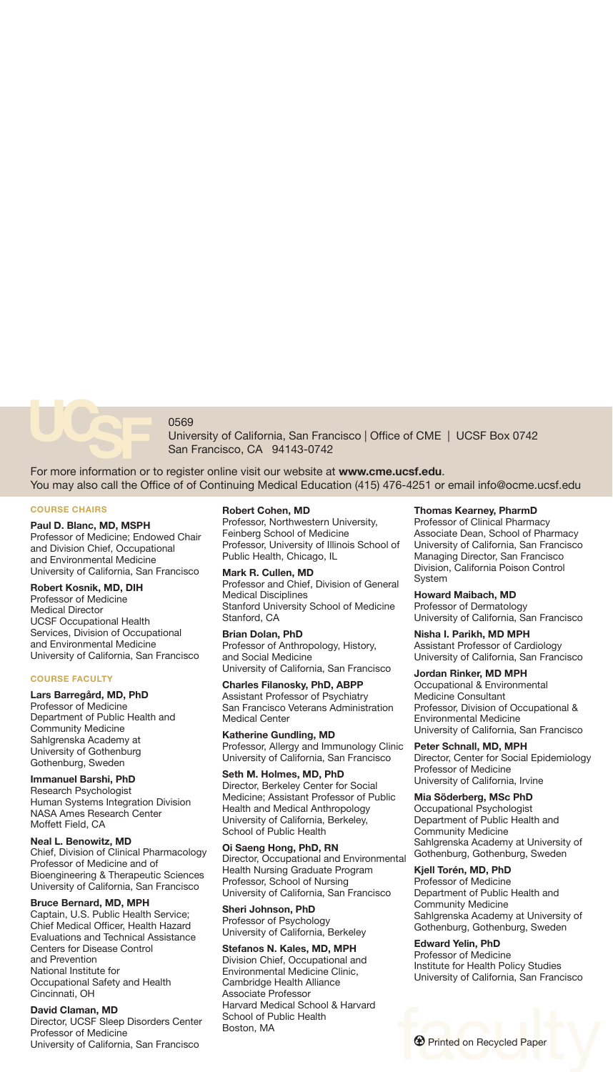0569
University of California, San Francisco | Office of CME | UCSF Box 0742
San Francisco, CA 94143-0742

For more information or to register online visit our website at **www.cme.ucsf.edu**.
You may also call the Office of of Continuing Medical Education (415) 476-4251 or email info@ocme.ucsf.edu

## COURSE CHAIRS

**Paul D. Blanc, MD, MSPH**
Professor of Medicine; Endowed Chair and Division Chief, Occupational and Environmental Medicine
University of California, San Francisco

**Robert Kosnik, MD, DIH**
Professor of Medicine
Medical Director
UCSF Occupational Health Services, Division of Occupational and Environmental Medicine
University of California, San Francisco

## COURSE FACULTY

**Lars Barregård, MD, PhD**
Professor of Medicine
Department of Public Health and Community Medicine
Sahlgrenska Academy at University of Gothenburg
Gothenburg, Sweden

**Immanuel Barshi, PhD**
Research Psychologist
Human Systems Integration Division
NASA Ames Research Center
Moffett Field, CA

**Neal L. Benowitz, MD**
Chief, Division of Clinical Pharmacology
Professor of Medicine and of Bioengineering & Therapeutic Sciences
University of California, San Francisco

**Bruce Bernard, MD, MPH**
Captain, U.S. Public Health Service; Chief Medical Officer, Health Hazard Evaluations and Technical Assistance
Centers for Disease Control and Prevention
National Institute for Occupational Safety and Health
Cincinnati, OH

**David Claman, MD**
Director, UCSF Sleep Disorders Center
Professor of Medicine
University of California, San Francisco

**Robert Cohen, MD**
Professor, Northwestern University, Feinberg School of Medicine
Professor, University of Illinois School of Public Health, Chicago, IL

**Mark R. Cullen, MD**
Professor and Chief, Division of General Medical Disciplines
Stanford University School of Medicine
Stanford, CA

**Brian Dolan, PhD**
Professor of Anthropology, History, and Social Medicine
University of California, San Francisco

**Charles Filanosky, PhD, ABPP**
Assistant Professor of Psychiatry
San Francisco Veterans Administration Medical Center

**Katherine Gundling, MD**
Professor, Allergy and Immunology Clinic
University of California, San Francisco

**Seth M. Holmes, MD, PhD**
Director, Berkeley Center for Social Medicine; Assistant Professor of Public Health and Medical Anthropology
University of California, Berkeley, School of Public Health

**Oi Saeng Hong, PhD, RN**
Director, Occupational and Environmental Health Nursing Graduate Program
Professor, School of Nursing
University of California, San Francisco

**Sheri Johnson, PhD**
Professor of Psychology
University of California, Berkeley

**Stefanos N. Kales, MD, MPH**
Division Chief, Occupational and Environmental Medicine Clinic, Cambridge Health Alliance
Associate Professor
Harvard Medical School & Harvard School of Public Health
Boston, MA

**Thomas Kearney, PharmD**
Professor of Clinical Pharmacy
Associate Dean, School of Pharmacy
University of California, San Francisco
Managing Director, San Francisco Division, California Poison Control System

**Howard Maibach, MD**
Professor of Dermatology
University of California, San Francisco

**Nisha I. Parikh, MD MPH**
Assistant Professor of Cardiology
University of California, San Francisco

**Jordan Rinker, MD MPH**
Occupational & Environmental Medicine Consultant
Professor, Division of Occupational & Environmental Medicine
University of California, San Francisco

**Peter Schnall, MD, MPH**
Director, Center for Social Epidemiology
Professor of Medicine
University of California, Irvine

**Mia Söderberg, MSc PhD**
Occupational Psychologist
Department of Public Health and Community Medicine
Sahlgrenska Academy at University of Gothenburg, Gothenburg, Sweden

**Kjell Torén, MD, PhD**
Professor of Medicine
Department of Public Health and Community Medicine
Sahlgrenska Academy at University of Gothenburg, Gothenburg, Sweden

**Edward Yelin, PhD**
Professor of Medicine
Institute for Health Policy Studies
University of California, San Francisco

Printed on Recycled Paper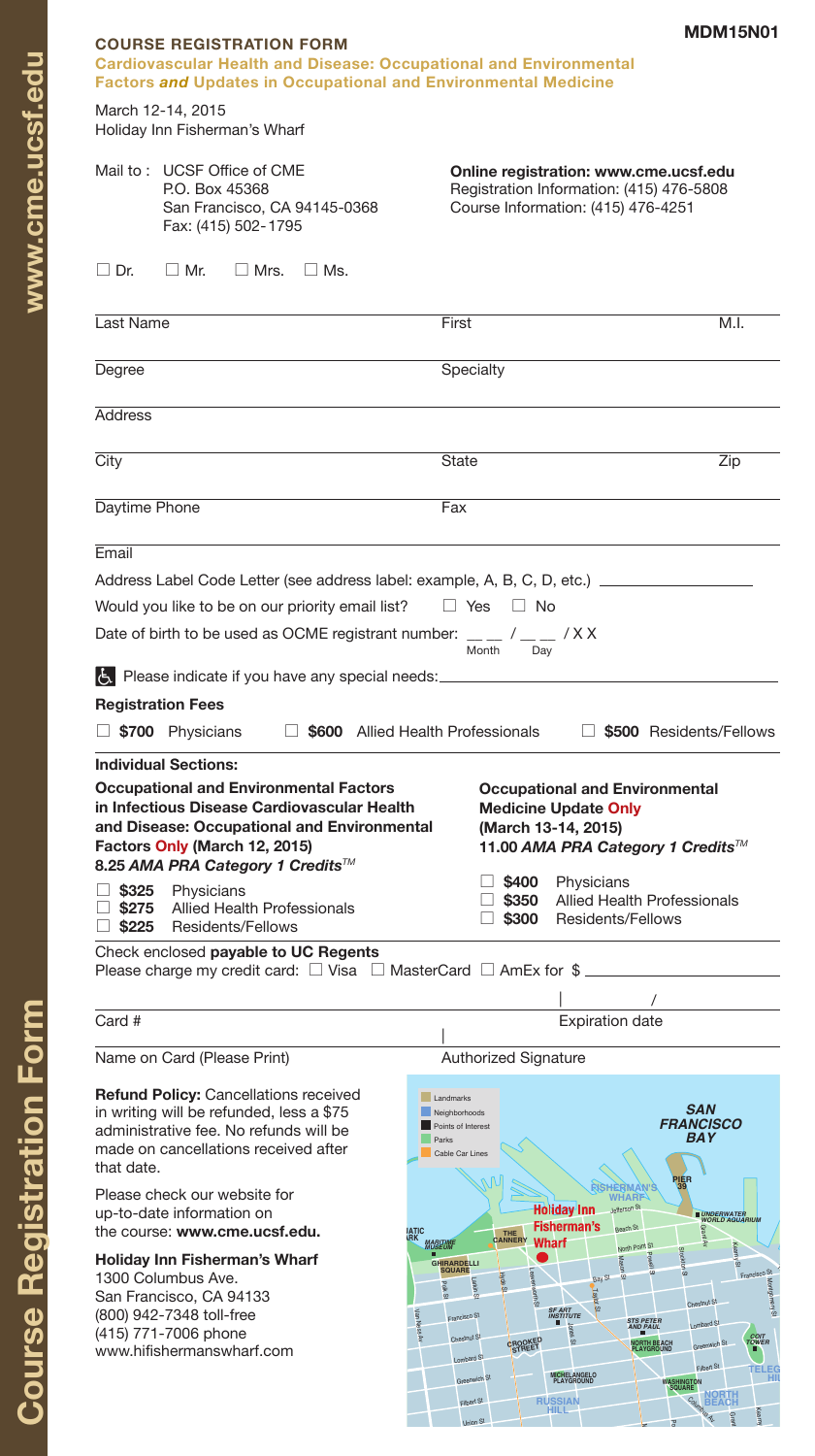MDM15N01

## COURSE REGISTRATION FORM

**Cardiovascular Health and Disease: Occupational and Environmental Factors *and* Updates in Occupational and Environmental Medicine**

March 12-14, 2015
Holiday Inn Fisherman's Wharf

Mail to : UCSF Office of CME
P.O. Box 45368
San Francisco, CA 94145-0368
Fax: (415) 502-1795

**Online registration: www.cme.ucsf.edu**
Registration Information: (415) 476-5808
Course Information: (415) 476-4251

☐ Dr. ☐ Mr. ☐ Mrs. ☐ Ms.

Last Name ______ First ______ M.I. ______

Degree ______ Specialty ______

Address ______

City ______ State ______ Zip ______

Daytime Phone ______ Fax ______

Email ______

Address Label Code Letter (see address label: example, A, B, C, D, etc.) ______

Would you like to be on our priority email list? ☐ Yes ☐ No

Date of birth to be used as OCME registrant number: __ __ / __ __ / X X (Month / Day)

Please indicate if you have any special needs: ______

**Registration Fees**

☐ **$700** Physicians ☐ **$600** Allied Health Professionals ☐ **$500** Residents/Fellows

**Individual Sections:**

**Occupational and Environmental Factors in Infectious Disease Cardiovascular Health and Disease: Occupational and Environmental Factors Only (March 12, 2015)**
**8.25 *AMA PRA Category 1 Credits*™**

☐ **$325** Physicians
☐ **$275** Allied Health Professionals
☐ **$225** Residents/Fellows

**Occupational and Environmental Medicine Update Only (March 13-14, 2015)**
**11.00 *AMA PRA Category 1 Credits*™**

☐ **$400** Physicians
☐ **$350** Allied Health Professionals
☐ **$300** Residents/Fellows

Check enclosed **payable to UC Regents**
Please charge my credit card: ☐ Visa ☐ MasterCard ☐ AmEx for $ ______

Card # ______ Expiration date ______

Name on Card (Please Print) ______ Authorized Signature ______

**Refund Policy:** Cancellations received in writing will be refunded, less a $75 administrative fee. No refunds will be made on cancellations received after that date.

Please check our website for up-to-date information on the course: **www.cme.ucsf.edu.**

**Holiday Inn Fisherman's Wharf**
1300 Columbus Ave.
San Francisco, CA 94133
(800) 942-7348 toll-free
(415) 771-7006 phone
www.hifishermanswharf.com